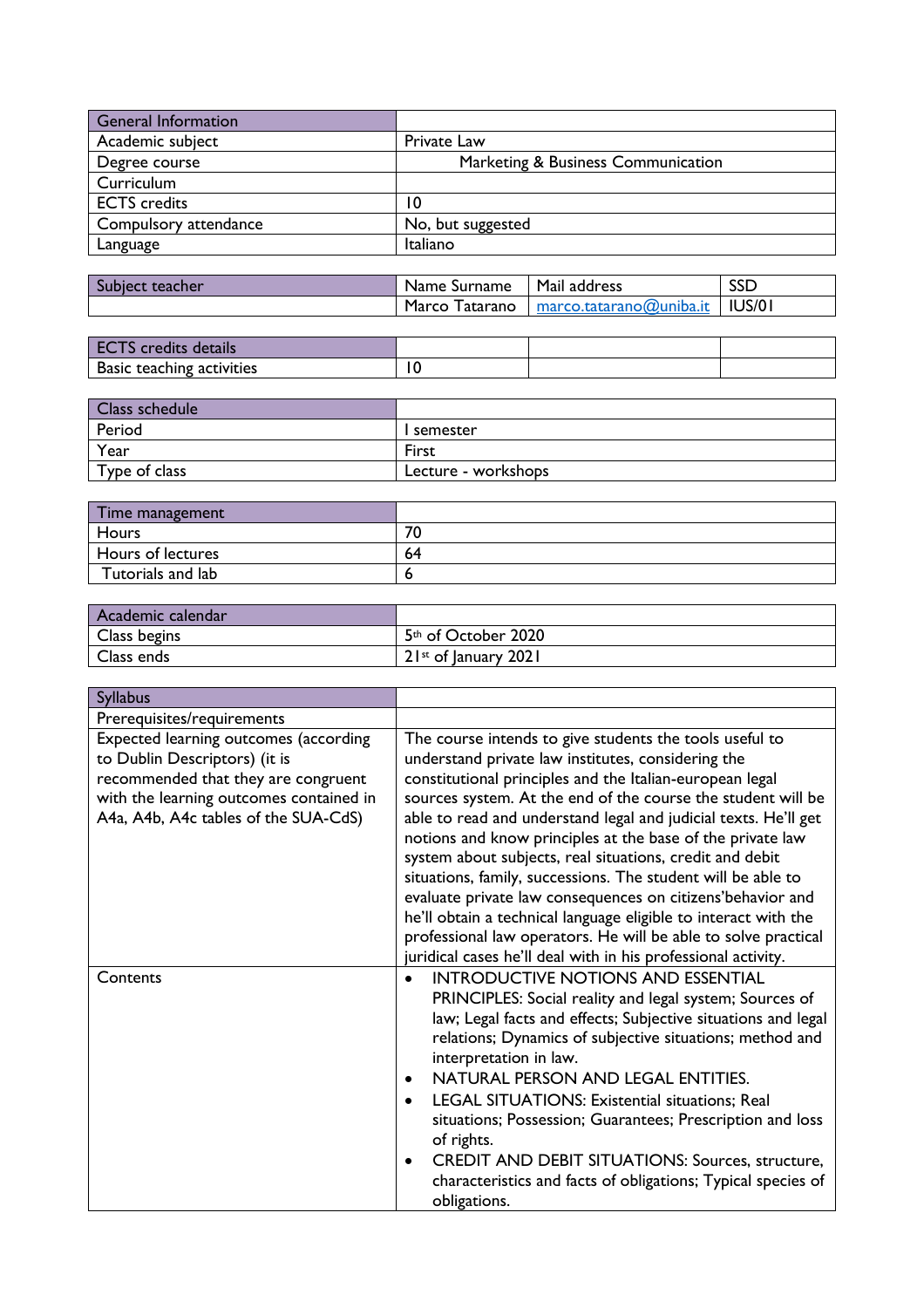| General Information | |
|---|---|
| Academic subject | Private Law |
| Degree course | Marketing & Business Communication |
| Curriculum | |
| ECTS credits | 10 |
| Compulsory attendance | No, but suggested |
| Language | Italiano |

| Subject teacher | Name Surname | Mail address | SSD |
|---|---|---|---|
| | Marco Tatarano | marco.tatarano@uniba.it | IUS/01 |

| ECTS credits details | | | |
|---|---|---|---|
| Basic teaching activities | 10 | | |

| Class schedule | |
|---|---|
| Period | I semester |
| Year | First |
| Type of class | Lecture - workshops |

| Time management | |
|---|---|
| Hours | 70 |
| Hours of lectures | 64 |
| Tutorials and lab | 6 |

| Academic calendar | |
|---|---|
| Class begins | 5th of October 2020 |
| Class ends | 21st of January 2021 |

| Syllabus | |
|---|---|
| Prerequisites/requirements | |
| Expected learning outcomes (according to Dublin Descriptors) (it is recommended that they are congruent with the learning outcomes contained in A4a, A4b, A4c tables of the SUA-CdS) | The course intends to give students the tools useful to understand private law institutes, considering the constitutional principles and the Italian-european legal sources system. At the end of the course the student will be able to read and understand legal and judicial texts. He'll get notions and know principles at the base of the private law system about subjects, real situations, credit and debit situations, family, successions. The student will be able to evaluate private law consequences on citizens'behavior and he'll obtain a technical language eligible to interact with the professional law operators. He will be able to solve practical juridical cases he'll deal with in his professional activity. |
| Contents | • INTRODUCTIVE NOTIONS AND ESSENTIAL PRINCIPLES: Social reality and legal system; Sources of law; Legal facts and effects; Subjective situations and legal relations; Dynamics of subjective situations; method and interpretation in law.<br>• NATURAL PERSON AND LEGAL ENTITIES.<br>• LEGAL SITUATIONS: Existential situations; Real situations; Possession; Guarantees; Prescription and loss of rights.<br>• CREDIT AND DEBIT SITUATIONS: Sources, structure, characteristics and facts of obligations; Typical species of obligations. |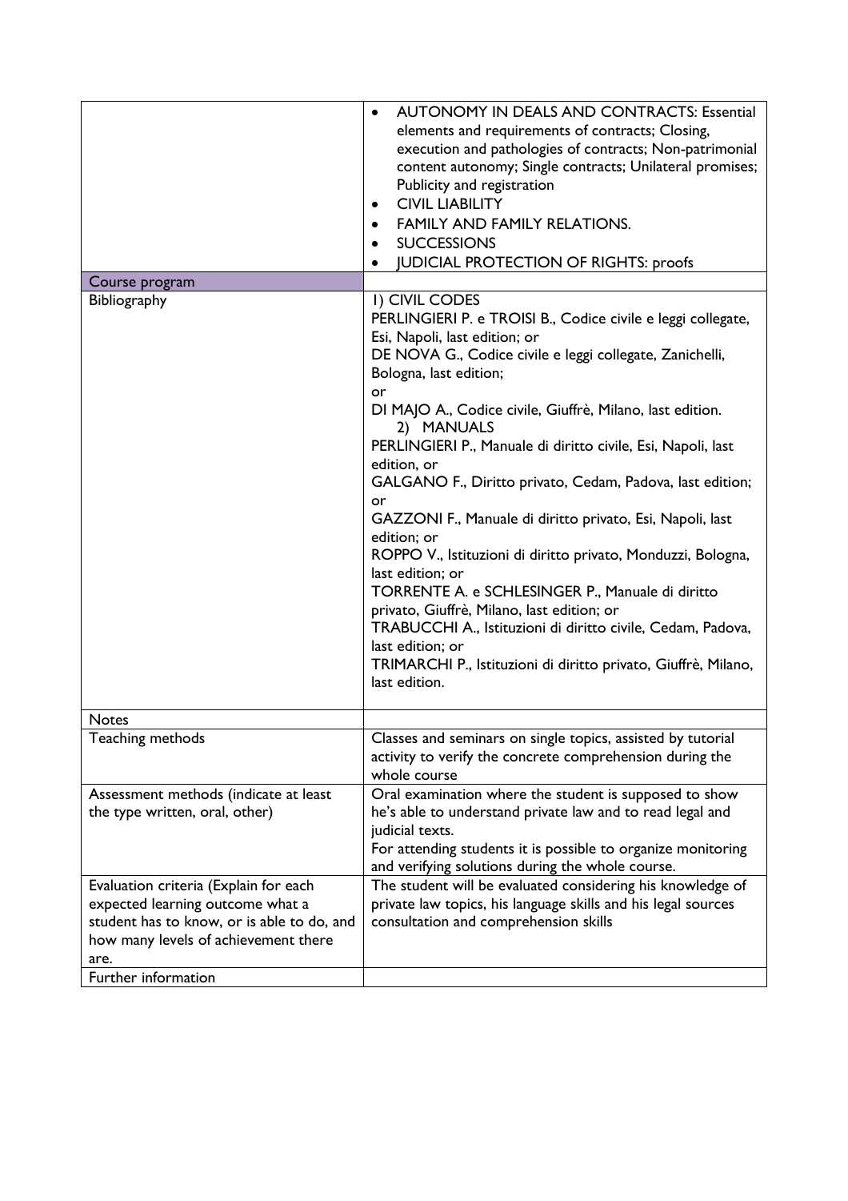| | |
|---|---|
| | • AUTONOMY IN DEALS AND CONTRACTS: Essential elements and requirements of contracts; Closing, execution and pathologies of contracts; Non-patrimonial content autonomy; Single contracts; Unilateral promises; Publicity and registration<br>• CIVIL LIABILITY<br>• FAMILY AND FAMILY RELATIONS.<br>• SUCCESSIONS<br>• JUDICIAL PROTECTION OF RIGHTS: proofs |
| Course program | |
| Bibliography | 1) CIVIL CODES<br>PERLINGIERI P. e TROISI B., Codice civile e leggi collegate, Esi, Napoli, last edition; or<br>DE NOVA G., Codice civile e leggi collegate, Zanichelli, Bologna, last edition;<br>or<br>DI MAJO A., Codice civile, Giuffrè, Milano, last edition.<br>2) MANUALS<br>PERLINGIERI P., Manuale di diritto civile, Esi, Napoli, last edition, or<br>GALGANO F., Diritto privato, Cedam, Padova, last edition;<br>or<br>GAZZONI F., Manuale di diritto privato, Esi, Napoli, last edition; or<br>ROPPO V., Istituzioni di diritto privato, Monduzzi, Bologna, last edition; or<br>TORRENTE A. e SCHLESINGER P., Manuale di diritto privato, Giuffrè, Milano, last edition; or<br>TRABUCCHI A., Istituzioni di diritto civile, Cedam, Padova, last edition; or<br>TRIMARCHI P., Istituzioni di diritto privato, Giuffrè, Milano, last edition. |
| Notes | |
| Teaching methods | Classes and seminars on single topics, assisted by tutorial activity to verify the concrete comprehension during the whole course |
| Assessment methods (indicate at least the type written, oral, other) | Oral examination where the student is supposed to show he's able to understand private law and to read legal and judicial texts.<br>For attending students it is possible to organize monitoring and verifying solutions during the whole course. |
| Evaluation criteria (Explain for each expected learning outcome what a student has to know, or is able to do, and how many levels of achievement there are. | The student will be evaluated considering his knowledge of private law topics, his language skills and his legal sources consultation and comprehension skills |
| Further information | |